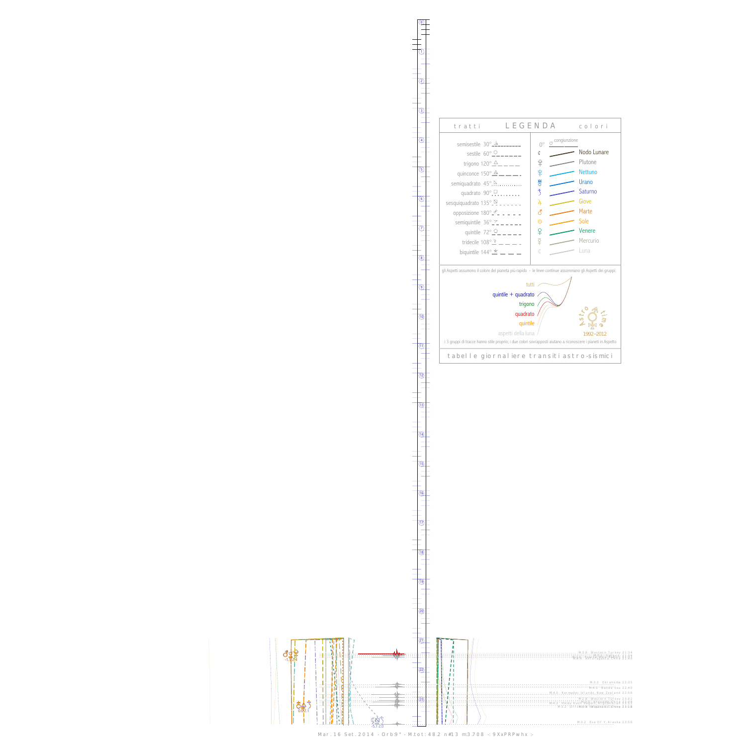## t r a t t i — L E G E N D A — c o l o r i

| tratti | | colori |
|---|---|---|
| semisestile 30° | 0° congiunzione | |
| sestile 60° | | Nodo Lunare |
| trigono 120° | | Plutone |
| quinconce 150° | | Nettuno |
| semiquadrato 45° | | Urano |
| quadrato 90° | | Saturno |
| sesquiquadrato 135° | | Giove |
| opposizione 180° | | Marte |
| semiquintile 36° | | Sole |
| quintile 72° | | Venere |
| tridecile 108° | | Mercurio |
| biquintile 144° | | Luna |

gli Aspetti assumono il colore del pianeta più rapido - le linee continue assommano gli Aspetti dei gruppi:

- tutti
- quintile + quadrato
- trigono
- quadrato
- quintile
- aspetti della luna

Astro time 1992–2012

i 3 gruppi di tracce hanno stile proprio; i due colori sovrapposti aiutano a riconoscere i pianeti in Aspetto

t a b e l l e g i o r n a l i e r e t r a n s i t i a s t r o - s i s m i c i

M 5.0 Western Turkey 21:34

M 4.4 Antofagasta, Chile 21:38

M 3.3 Oklahoma 22:35

M 4.5 Banda Sea 22:40

M 4.4 Kermadec Islands, New Zealand 22:56

M 3.5 Western Turkey 23:02

M 4.2 Near Coast Of Northern Chile 23:09

M 3.2 Off Coast Of Northern California 23:18

M 3.2 Ese Of Y. Alaska 23:56

-1.3 2.4

0.0 2.1

-5.1 2.0

Mar. 16 Set. 2014 - Orb:9° - M.tot: 48.2 n#13 m:3.708 -: 9XxPRPwhx :-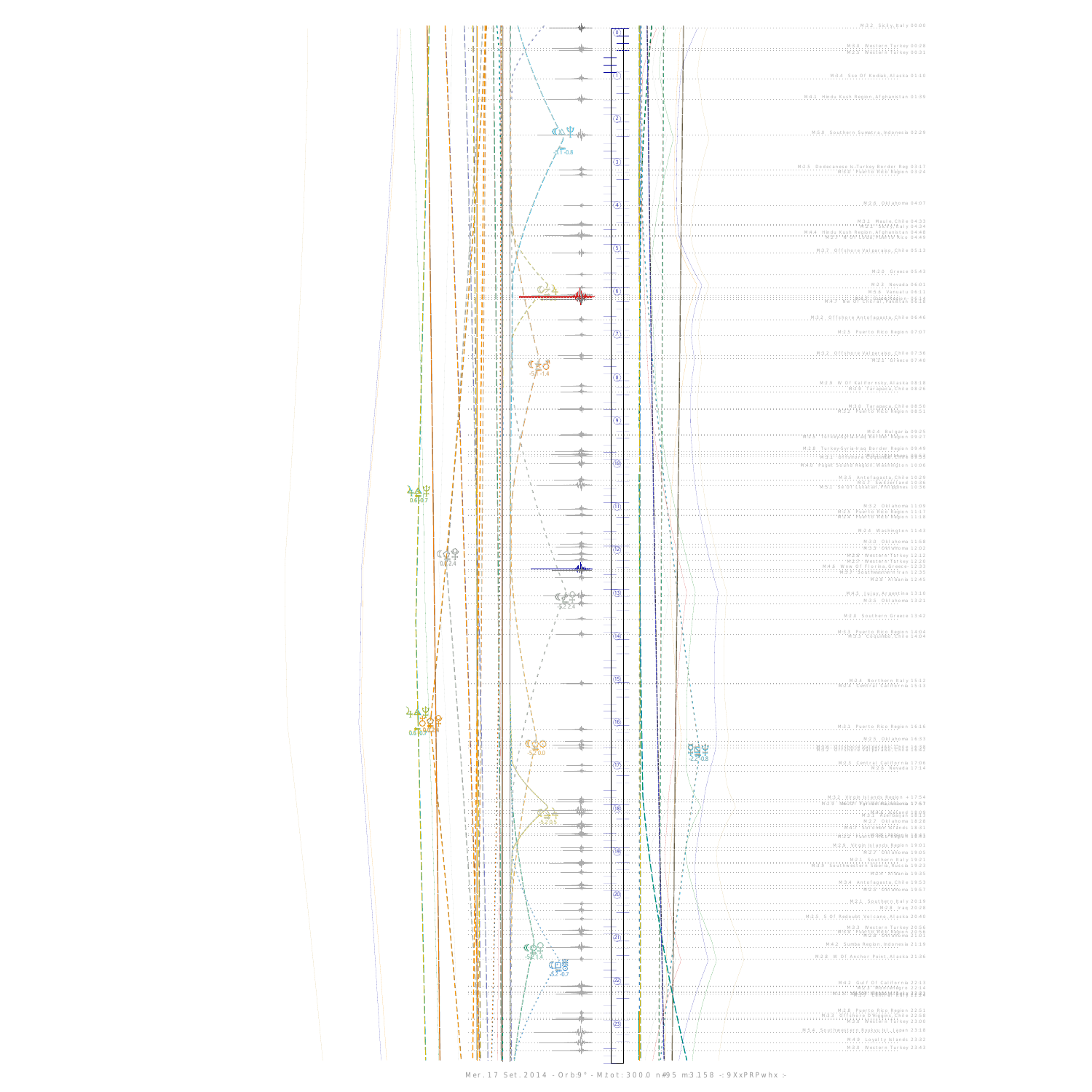M 3.2 Sicily, Italy 00:00
M 3.0 Western Turkey 00:28
M 2.5 Western Turkey 00:31
M 3.4 Sea Of Kodiak, Alaska 01:10
M 4.1 Hindu Kush Region, Afghanistan 01:39
M 5.0 Southern Sumatra, Indonesia 02:29
M 2.5 Dodecanese Is.-Turkey Border Reg 03:17
M 2.9 Puerto Rico Region 03:24
M 2.8 Oklahoma 04:07
M 3.1 Maule, Chile 04:33
M 2.1 Sicily, Italy 04:34
M 4.4 Hindu Kush Region, Afghanistan 04:48
M 2.3 N Of Isabela, Puerto Rico 04:49
M 3.7 Offshore Valparaiso, Chile 05:13
M 2.0 Greece 05:43
M 2.3 Nevada 06:01
M 5.6 Vanuatu 06:11
M 4.2 Tonga Region 06:14
M 4.2 Nw Of Central Vanuatu 06:18
M 3.2 Offshore Antofagasta, Chile 06:46
M 2.5 Puerto Rico Region 07:07
M 3.2 Offshore Valparaiso, Chile 07:36
M 2.1 Greece 07:40
M 2.9 W Of Kaliforsky, Alaska 08:18
M 2.9 Tarapaca, Chile 08:26
M 3.0 Tarapaca, Chile 08:50
M 2.5 Puerto Rico Region 08:51
M 3.4 Bulgaria 09:25
M 2.2 Turkey-Syria-Iraq Border Region 09:27
M 2.8 Turkey-Syria-Iraq Border Region 09:49
M 4.0 Puget Sound Region, Washington 10:06
M 3.5 Antofagasta, Chile 10:29
M 2.3 Switzerland 10:36
M 5.1 Sw Of Luzon, Philippines 10:36
M 3.2 Oklahoma 11:09
M 2.5 Puerto Rico Region 11:17
M 2.5 Puerto Rico Region 11:18
M 2.4 Washington 11:43
M 3.0 Oklahoma 11:58
M 3.3 Oklahoma 12:02
M 2.8 Western Turkey 12:12
M 2.7 Western Turkey 12:20
M 4.6 Wnw Of Florina, Greece 12:33
M 4.3 Southwestern Iran 12:35
M 2.3 Albania 12:45
M 4.3 Jujuy, Argentina 13:10
M 3.5 Oklahoma 13:21
M 2.0 Southern Greece 13:42
M 3.3 Puerto Rico Region 14:04
M 3.5 Coquimbo, Chile 14:04
M 2.4 Northern Italy 15:12
M 2.7 Central California 15:13
M 3.1 Puerto Rico Region 16:16
M 2.5 Oklahoma 16:33
M 3.4 Offshore Valparaiso, Chile 16:39
M 3.3 Offshore Valparaiso, Chile 16:41
M 2.3 Central California 17:06
M 2.8 Nevada 17:14
M 3.2 Virgin Islands Region 17:54
M 2.7 North Of Ascension Island 17:57
M 2.9 Oklahoma 18:09
M 2.7 Oklahoma 18:28
M 4.7 Solomon Islands 18:31
M 2.9 Virgin Islands Region 19:01
M 2.1 Oklahoma 19:05
M 2.1 Southern Italy 19:21
M 3.2 Southwestern Siberia, Russia 19:22
M 2.4 Albania 19:35
M 3.4 Antofagasta, Chile 19:53
M 2.5 Oklahoma 19:57
M 2.1 Southern Italy 20:19
M 2.8 Iraq 20:28
M 2.5 S Of Redoubt Volcano, Alaska 20:40
M 3.1 Western Turkey 20:56
M 3.0 Puerto Rico Region 20:58
M 2.6 Oklahoma 21:01
M 4.2 Sumba Region, Indonesia 21:19
M 2.8 W Of Anchor Point, Alaska 21:36
M 4.2 Gulf Of California 22:13
M 2.8 Puerto Rico Region 22:51
M 3.7 Offshore Coquimbo, Chile 22:58
M 3.0 Western Turkey 23:00
M 5.4 Southwestern Ryukyu Isl., Japan 23:18
M 4.8 Loyalty Islands 23:32
M 3.0 Western Turkey 23:43

Mer. 17 Set. 2014 - Orb:9° - M.tot: 300.0 n#95 m:3.158 -: 9XxPRPwhx :-